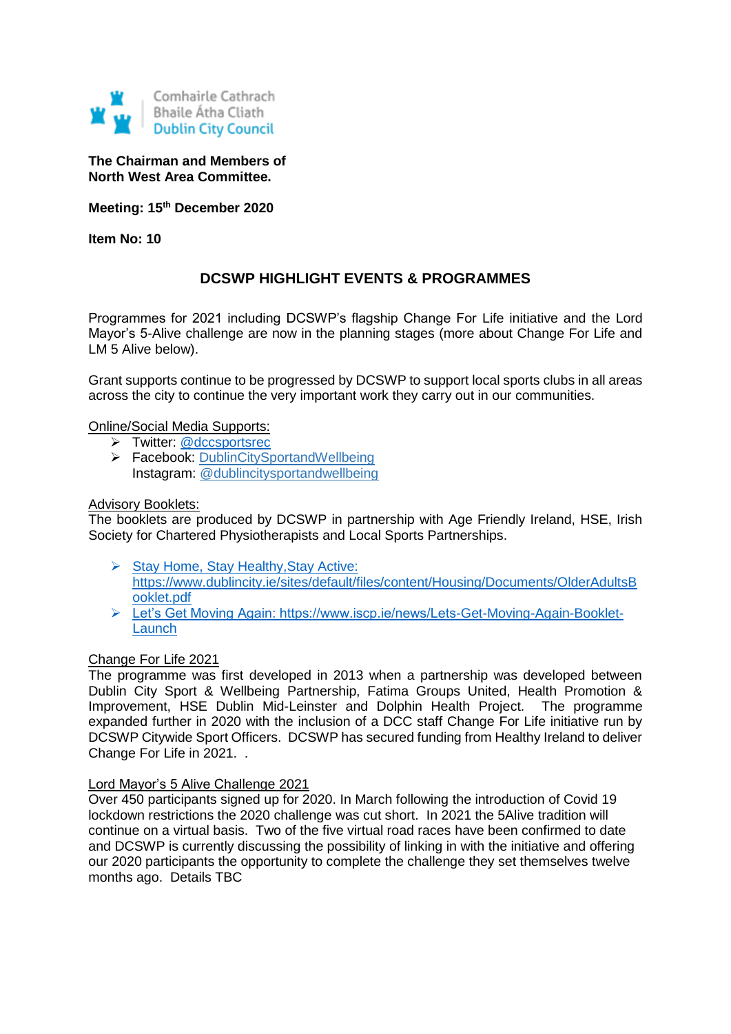Comhairle Cathrach Bhaile Átha Cliath
Dublin City Council

**The Chairman and Members of North West Area Committee.**

**Meeting: 15th December 2020**

**Item No: 10**

## DCSWP HIGHLIGHT EVENTS & PROGRAMMES

Programmes for 2021 including DCSWP's flagship Change For Life initiative and the Lord Mayor's 5-Alive challenge are now in the planning stages (more about Change For Life and LM 5 Alive below).

Grant supports continue to be progressed by DCSWP to support local sports clubs in all areas across the city to continue the very important work they carry out in our communities.

Online/Social Media Supports:

- Twitter: @dccsportsrec
- Facebook: DublinCitySportandWellbeing
  Instagram: @dublincitysportandwellbeing

Advisory Booklets:
The booklets are produced by DCSWP in partnership with Age Friendly Ireland, HSE, Irish Society for Chartered Physiotherapists and Local Sports Partnerships.

- Stay Home, Stay Healthy,Stay Active: https://www.dublincity.ie/sites/default/files/content/Housing/Documents/OlderAdultsBooklet.pdf
- Let's Get Moving Again: https://www.iscp.ie/news/Lets-Get-Moving-Again-Booklet-Launch

Change For Life 2021
The programme was first developed in 2013 when a partnership was developed between Dublin City Sport & Wellbeing Partnership, Fatima Groups United, Health Promotion & Improvement, HSE Dublin Mid-Leinster and Dolphin Health Project. The programme expanded further in 2020 with the inclusion of a DCC staff Change For Life initiative run by DCSWP Citywide Sport Officers. DCSWP has secured funding from Healthy Ireland to deliver Change For Life in 2021. .

Lord Mayor's 5 Alive Challenge 2021
Over 450 participants signed up for 2020. In March following the introduction of Covid 19 lockdown restrictions the 2020 challenge was cut short. In 2021 the 5Alive tradition will continue on a virtual basis. Two of the five virtual road races have been confirmed to date and DCSWP is currently discussing the possibility of linking in with the initiative and offering our 2020 participants the opportunity to complete the challenge they set themselves twelve months ago. Details TBC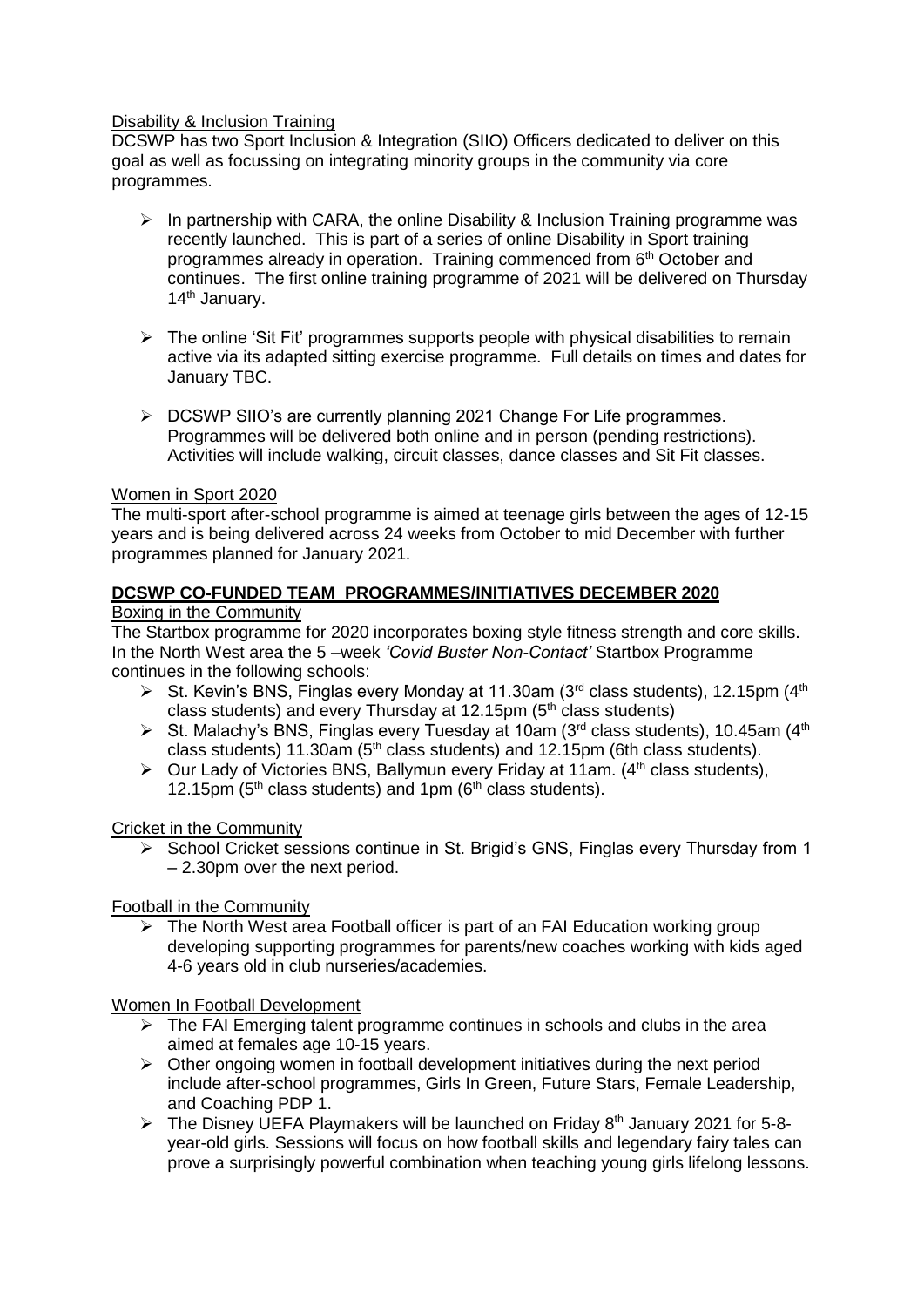Disability & Inclusion Training

DCSWP has two Sport Inclusion & Integration (SIIO) Officers dedicated to deliver on this goal as well as focussing on integrating minority groups in the community via core programmes.

- In partnership with CARA, the online Disability & Inclusion Training programme was recently launched. This is part of a series of online Disability in Sport training programmes already in operation. Training commenced from 6th October and continues. The first online training programme of 2021 will be delivered on Thursday 14th January.
- The online 'Sit Fit' programmes supports people with physical disabilities to remain active via its adapted sitting exercise programme. Full details on times and dates for January TBC.
- DCSWP SIIO's are currently planning 2021 Change For Life programmes. Programmes will be delivered both online and in person (pending restrictions). Activities will include walking, circuit classes, dance classes and Sit Fit classes.

Women in Sport 2020

The multi-sport after-school programme is aimed at teenage girls between the ages of 12-15 years and is being delivered across 24 weeks from October to mid December with further programmes planned for January 2021.

## DCSWP CO-FUNDED TEAM PROGRAMMES/INITIATIVES DECEMBER 2020

Boxing in the Community

The Startbox programme for 2020 incorporates boxing style fitness strength and core skills. In the North West area the 5 –week *'Covid Buster Non-Contact'* Startbox Programme continues in the following schools:

- St. Kevin's BNS, Finglas every Monday at 11.30am (3rd class students), 12.15pm (4th class students) and every Thursday at 12.15pm (5th class students)
- St. Malachy's BNS, Finglas every Tuesday at 10am (3rd class students), 10.45am (4th class students) 11.30am (5th class students) and 12.15pm (6th class students).
- Our Lady of Victories BNS, Ballymun every Friday at 11am. (4th class students), 12.15pm (5th class students) and 1pm (6th class students).

Cricket in the Community

- School Cricket sessions continue in St. Brigid's GNS, Finglas every Thursday from 1 – 2.30pm over the next period.

Football in the Community

- The North West area Football officer is part of an FAI Education working group developing supporting programmes for parents/new coaches working with kids aged 4-6 years old in club nurseries/academies.

Women In Football Development

- The FAI Emerging talent programme continues in schools and clubs in the area aimed at females age 10-15 years.
- Other ongoing women in football development initiatives during the next period include after-school programmes, Girls In Green, Future Stars, Female Leadership, and Coaching PDP 1.
- The Disney UEFA Playmakers will be launched on Friday 8th January 2021 for 5-8-year-old girls. Sessions will focus on how football skills and legendary fairy tales can prove a surprisingly powerful combination when teaching young girls lifelong lessons.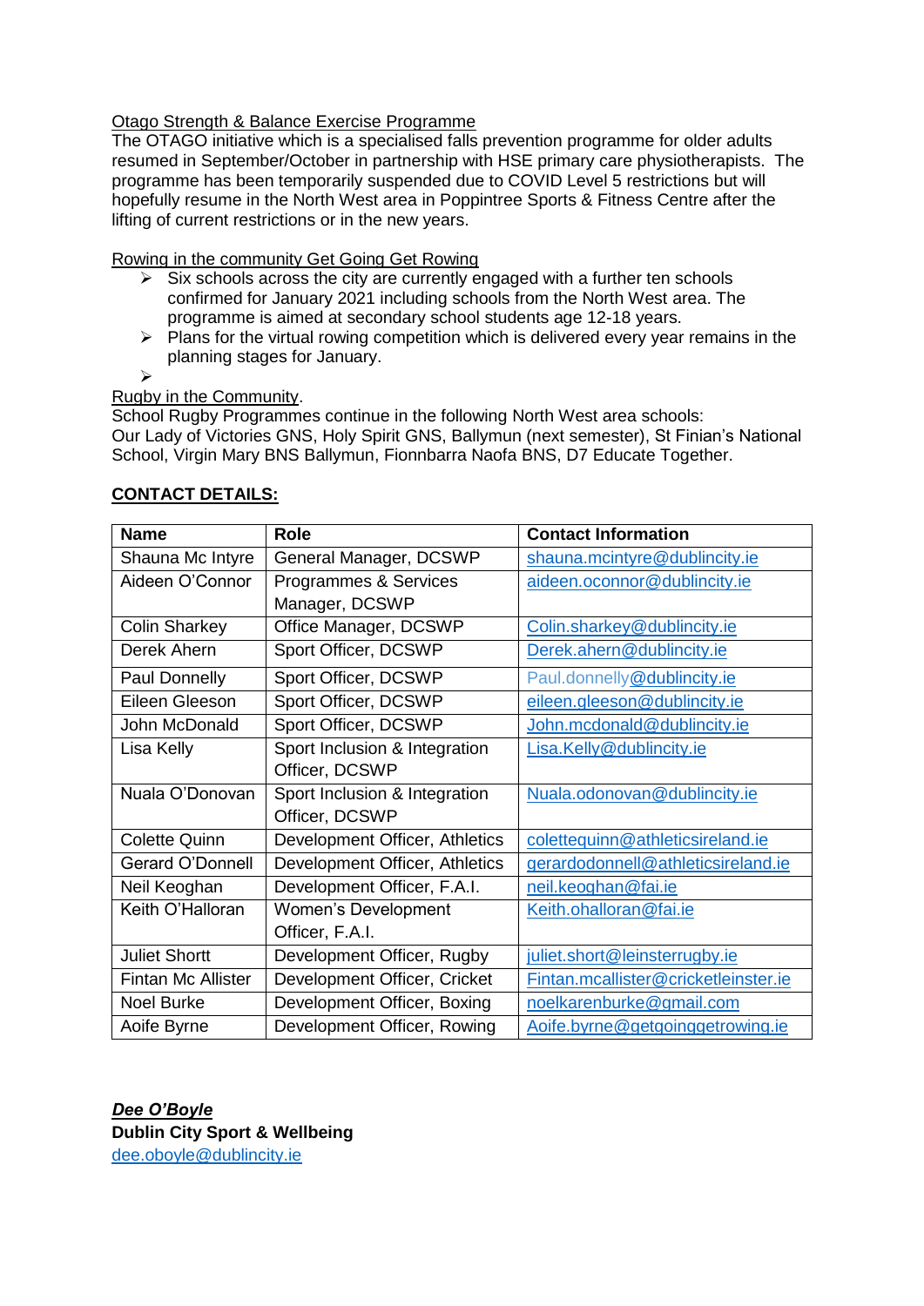Otago Strength & Balance Exercise Programme

The OTAGO initiative which is a specialised falls prevention programme for older adults resumed in September/October in partnership with HSE primary care physiotherapists. The programme has been temporarily suspended due to COVID Level 5 restrictions but will hopefully resume in the North West area in Poppintree Sports & Fitness Centre after the lifting of current restrictions or in the new years.

Rowing in the community Get Going Get Rowing

- Six schools across the city are currently engaged with a further ten schools confirmed for January 2021 including schools from the North West area. The programme is aimed at secondary school students age 12-18 years.
- Plans for the virtual rowing competition which is delivered every year remains in the planning stages for January.

Rugby in the Community.

School Rugby Programmes continue in the following North West area schools:

Our Lady of Victories GNS, Holy Spirit GNS, Ballymun (next semester), St Finian's National School, Virgin Mary BNS Ballymun, Fionnbarra Naofa BNS, D7 Educate Together.

**CONTACT DETAILS:**

| Name | Role | Contact Information |
|---|---|---|
| Shauna Mc Intyre | General Manager, DCSWP | shauna.mcintyre@dublincity.ie |
| Aideen O'Connor | Programmes & Services Manager, DCSWP | aideen.oconnor@dublincity.ie |
| Colin Sharkey | Office Manager, DCSWP | Colin.sharkey@dublincity.ie |
| Derek Ahern | Sport Officer, DCSWP | Derek.ahern@dublincity.ie |
| Paul Donnelly | Sport Officer, DCSWP | Paul.donnelly@dublincity.ie |
| Eileen Gleeson | Sport Officer, DCSWP | eileen.gleeson@dublincity.ie |
| John McDonald | Sport Officer, DCSWP | John.mcdonald@dublincity.ie |
| Lisa Kelly | Sport Inclusion & Integration Officer, DCSWP | Lisa.Kelly@dublincity.ie |
| Nuala O'Donovan | Sport Inclusion & Integration Officer, DCSWP | Nuala.odonovan@dublincity.ie |
| Colette Quinn | Development Officer, Athletics | colettequinn@athleticsireland.ie |
| Gerard O'Donnell | Development Officer, Athletics | gerardodonnell@athleticsireland.ie |
| Neil Keoghan | Development Officer, F.A.I. | neil.keoghan@fai.ie |
| Keith O'Halloran | Women's Development Officer, F.A.I. | Keith.ohalloran@fai.ie |
| Juliet Shortt | Development Officer, Rugby | juliet.short@leinsterrugby.ie |
| Fintan Mc Allister | Development Officer, Cricket | Fintan.mcallister@cricketleinster.ie |
| Noel Burke | Development Officer, Boxing | noelkarenburke@gmail.com |
| Aoife Byrne | Development Officer, Rowing | Aoife.byrne@getgoinggetrowing.ie |

***Dee O'Boyle***
**Dublin City Sport & Wellbeing**
dee.oboyle@dublincity.ie